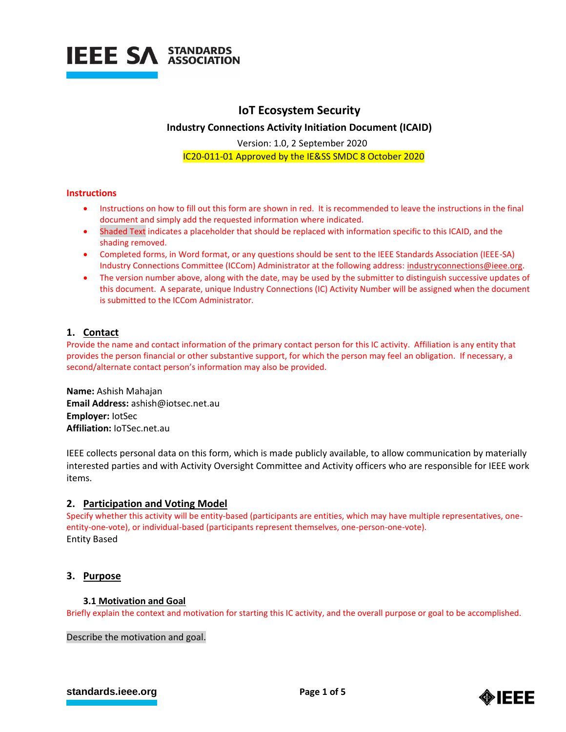# IoT Ecosystem Security

## Industry Connections Activity Initiation Document (ICAID)

Version: 1.0, 2 September 2020

IC20-011-01 Approved by the IE&SS SMDC 8 October 2020

### Instructions

- Instructions on how to fill out this form are shown in red. It is recommended to leave the instructions in the final document and simply add the requested information where indicated.
- Shaded Text indicates a placeholder that should be replaced with information specific to this ICAID, and the shading removed.
- Completed forms, in Word format, or any questions should be sent to the IEEE Standards Association (IEEE-SA) Industry Connections Committee (ICCom) Administrator at the following address: industryconnections@ieee.org.
- The version number above, along with the date, may be used by the submitter to distinguish successive updates of this document. A separate, unique Industry Connections (IC) Activity Number will be assigned when the document is submitted to the ICCom Administrator.

## 1. Contact

Provide the name and contact information of the primary contact person for this IC activity. Affiliation is any entity that provides the person financial or other substantive support, for which the person may feel an obligation. If necessary, a second/alternate contact person's information may also be provided.

**Name:** Ashish Mahajan
**Email Address:** ashish@iotsec.net.au
**Employer:** IotSec
**Affiliation:** IoTSec.net.au

IEEE collects personal data on this form, which is made publicly available, to allow communication by materially interested parties and with Activity Oversight Committee and Activity officers who are responsible for IEEE work items.

## 2. Participation and Voting Model

Specify whether this activity will be entity-based (participants are entities, which may have multiple representatives, one-entity-one-vote), or individual-based (participants represent themselves, one-person-one-vote).

Entity Based

## 3. Purpose

### 3.1 Motivation and Goal

Briefly explain the context and motivation for starting this IC activity, and the overall purpose or goal to be accomplished.

Describe the motivation and goal.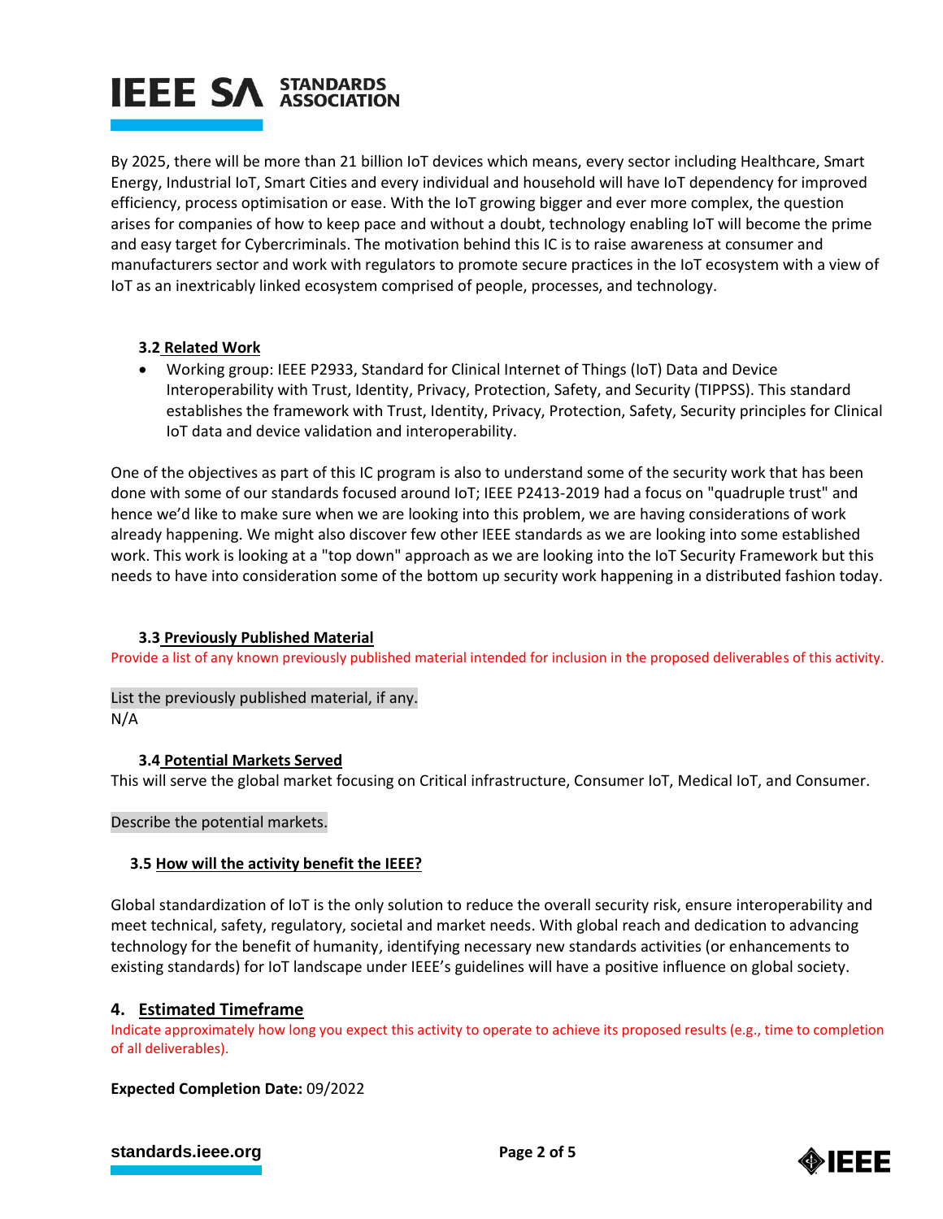By 2025, there will be more than 21 billion IoT devices which means, every sector including Healthcare, Smart Energy, Industrial IoT, Smart Cities and every individual and household will have IoT dependency for improved efficiency, process optimisation or ease. With the IoT growing bigger and ever more complex, the question arises for companies of how to keep pace and without a doubt, technology enabling IoT will become the prime and easy target for Cybercriminals. The motivation behind this IC is to raise awareness at consumer and manufacturers sector and work with regulators to promote secure practices in the IoT ecosystem with a view of IoT as an inextricably linked ecosystem comprised of people, processes, and technology.

### 3.2 Related Work

- Working group: IEEE P2933, Standard for Clinical Internet of Things (IoT) Data and Device Interoperability with Trust, Identity, Privacy, Protection, Safety, and Security (TIPPSS). This standard establishes the framework with Trust, Identity, Privacy, Protection, Safety, Security principles for Clinical IoT data and device validation and interoperability.

One of the objectives as part of this IC program is also to understand some of the security work that has been done with some of our standards focused around IoT; IEEE P2413-2019 had a focus on "quadruple trust" and hence we'd like to make sure when we are looking into this problem, we are having considerations of work already happening. We might also discover few other IEEE standards as we are looking into some established work. This work is looking at a "top down" approach as we are looking into the IoT Security Framework but this needs to have into consideration some of the bottom up security work happening in a distributed fashion today.

### 3.3 Previously Published Material

Provide a list of any known previously published material intended for inclusion in the proposed deliverables of this activity.

List the previously published material, if any.

N/A

### 3.4 Potential Markets Served

This will serve the global market focusing on Critical infrastructure, Consumer IoT, Medical IoT, and Consumer.

Describe the potential markets.

### 3.5 How will the activity benefit the IEEE?

Global standardization of IoT is the only solution to reduce the overall security risk, ensure interoperability and meet technical, safety, regulatory, societal and market needs. With global reach and dedication to advancing technology for the benefit of humanity, identifying necessary new standards activities (or enhancements to existing standards) for IoT landscape under IEEE's guidelines will have a positive influence on global society.

## 4. Estimated Timeframe

Indicate approximately how long you expect this activity to operate to achieve its proposed results (e.g., time to completion of all deliverables).

**Expected Completion Date:** 09/2022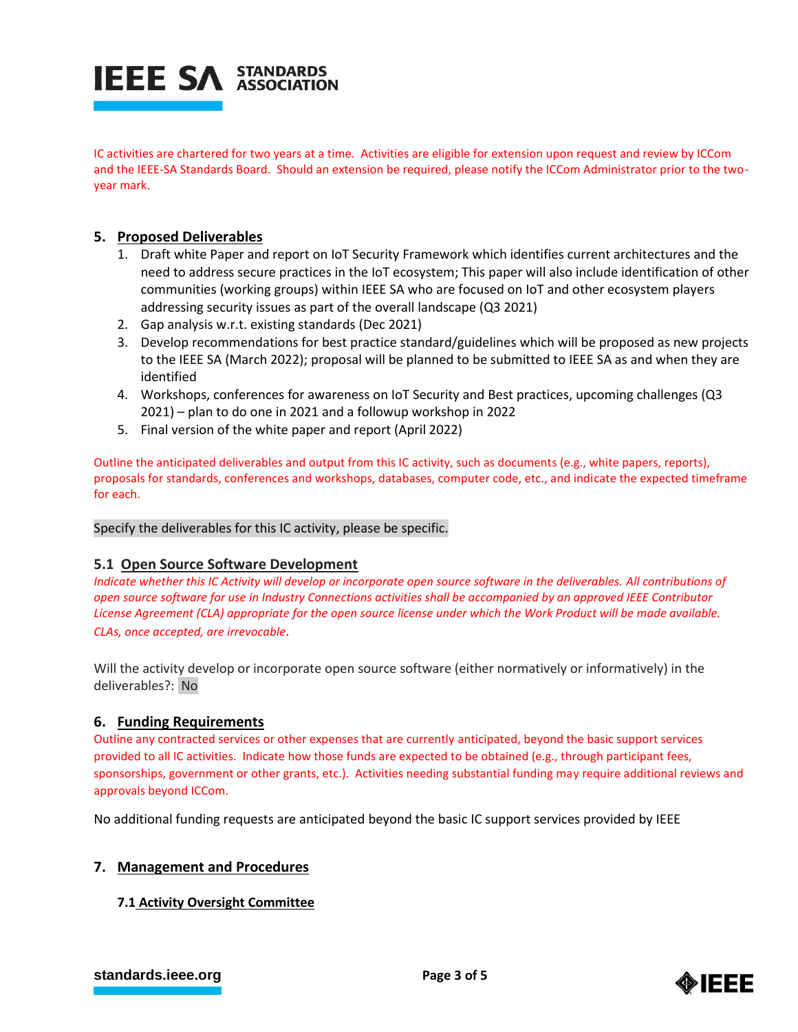IC activities are chartered for two years at a time. Activities are eligible for extension upon request and review by ICCom and the IEEE-SA Standards Board. Should an extension be required, please notify the ICCom Administrator prior to the two-year mark.

## 5. Proposed Deliverables

1. Draft white Paper and report on IoT Security Framework which identifies current architectures and the need to address secure practices in the IoT ecosystem; This paper will also include identification of other communities (working groups) within IEEE SA who are focused on IoT and other ecosystem players addressing security issues as part of the overall landscape (Q3 2021)
2. Gap analysis w.r.t. existing standards (Dec 2021)
3. Develop recommendations for best practice standard/guidelines which will be proposed as new projects to the IEEE SA (March 2022); proposal will be planned to be submitted to IEEE SA as and when they are identified
4. Workshops, conferences for awareness on IoT Security and Best practices, upcoming challenges (Q3 2021) – plan to do one in 2021 and a followup workshop in 2022
5. Final version of the white paper and report (April 2022)

Outline the anticipated deliverables and output from this IC activity, such as documents (e.g., white papers, reports), proposals for standards, conferences and workshops, databases, computer code, etc., and indicate the expected timeframe for each.

Specify the deliverables for this IC activity, please be specific.

### 5.1 Open Source Software Development

*Indicate whether this IC Activity will develop or incorporate open source software in the deliverables. All contributions of open source software for use in Industry Connections activities shall be accompanied by an approved IEEE Contributor License Agreement (CLA) appropriate for the open source license under which the Work Product will be made available. CLAs, once accepted, are irrevocable.*

Will the activity develop or incorporate open source software (either normatively or informatively) in the deliverables?: No

## 6. Funding Requirements

Outline any contracted services or other expenses that are currently anticipated, beyond the basic support services provided to all IC activities. Indicate how those funds are expected to be obtained (e.g., through participant fees, sponsorships, government or other grants, etc.). Activities needing substantial funding may require additional reviews and approvals beyond ICCom.

No additional funding requests are anticipated beyond the basic IC support services provided by IEEE

## 7. Management and Procedures

### 7.1 Activity Oversight Committee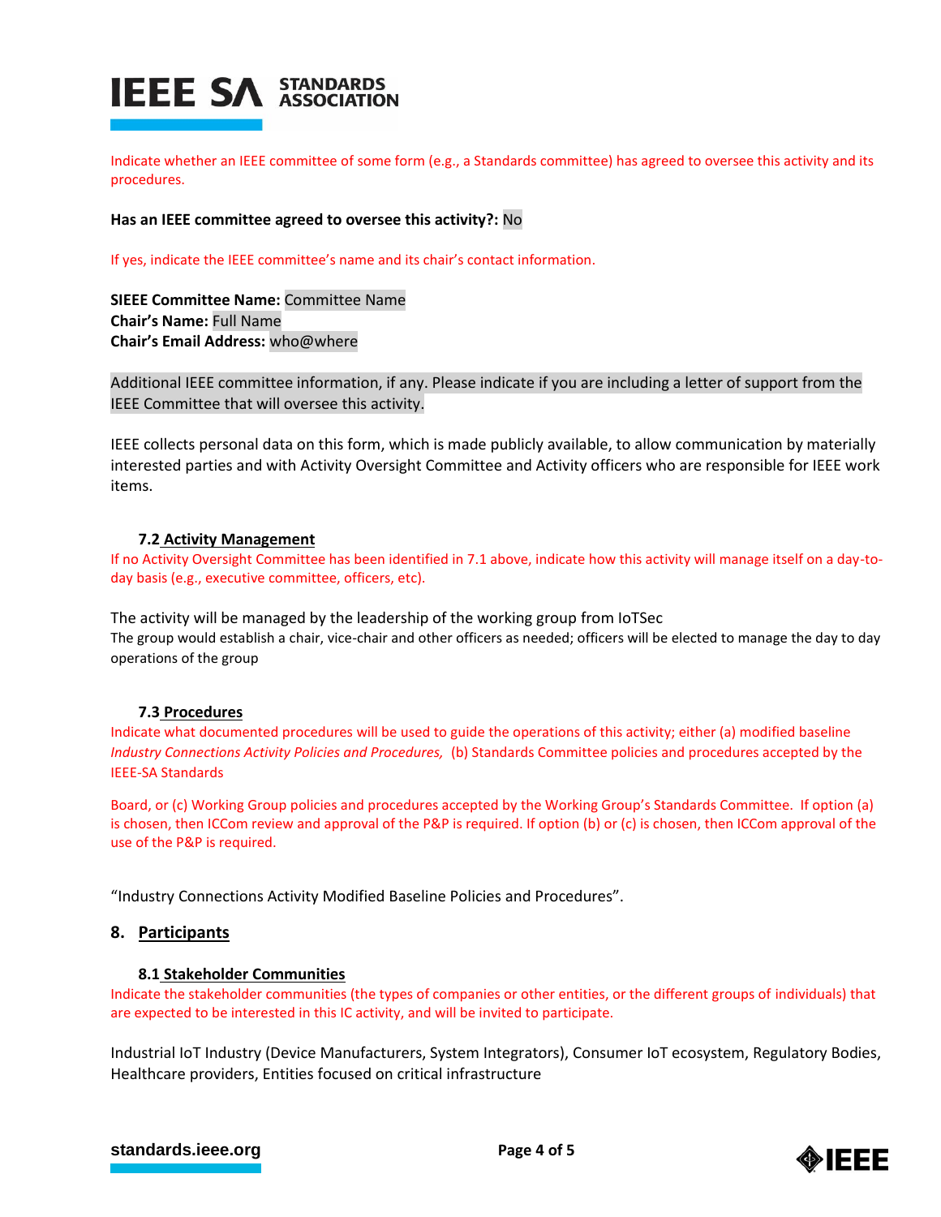Indicate whether an IEEE committee of some form (e.g., a Standards committee) has agreed to oversee this activity and its procedures.

**Has an IEEE committee agreed to oversee this activity?:** No

If yes, indicate the IEEE committee's name and its chair's contact information.

**SIEEE Committee Name:** Committee Name
**Chair's Name:** Full Name
**Chair's Email Address:** who@where

Additional IEEE committee information, if any. Please indicate if you are including a letter of support from the IEEE Committee that will oversee this activity.

IEEE collects personal data on this form, which is made publicly available, to allow communication by materially interested parties and with Activity Oversight Committee and Activity officers who are responsible for IEEE work items.

### 7.2 Activity Management

If no Activity Oversight Committee has been identified in 7.1 above, indicate how this activity will manage itself on a day-to-day basis (e.g., executive committee, officers, etc).

The activity will be managed by the leadership of the working group from IoTSec
The group would establish a chair, vice-chair and other officers as needed; officers will be elected to manage the day to day operations of the group

### 7.3 Procedures

Indicate what documented procedures will be used to guide the operations of this activity; either (a) modified baseline *Industry Connections Activity Policies and Procedures,* (b) Standards Committee policies and procedures accepted by the IEEE-SA Standards

Board, or (c) Working Group policies and procedures accepted by the Working Group's Standards Committee. If option (a) is chosen, then ICCom review and approval of the P&P is required. If option (b) or (c) is chosen, then ICCom approval of the use of the P&P is required.

"Industry Connections Activity Modified Baseline Policies and Procedures".

## 8. Participants

### 8.1 Stakeholder Communities

Indicate the stakeholder communities (the types of companies or other entities, or the different groups of individuals) that are expected to be interested in this IC activity, and will be invited to participate.

Industrial IoT Industry (Device Manufacturers, System Integrators), Consumer IoT ecosystem, Regulatory Bodies, Healthcare providers, Entities focused on critical infrastructure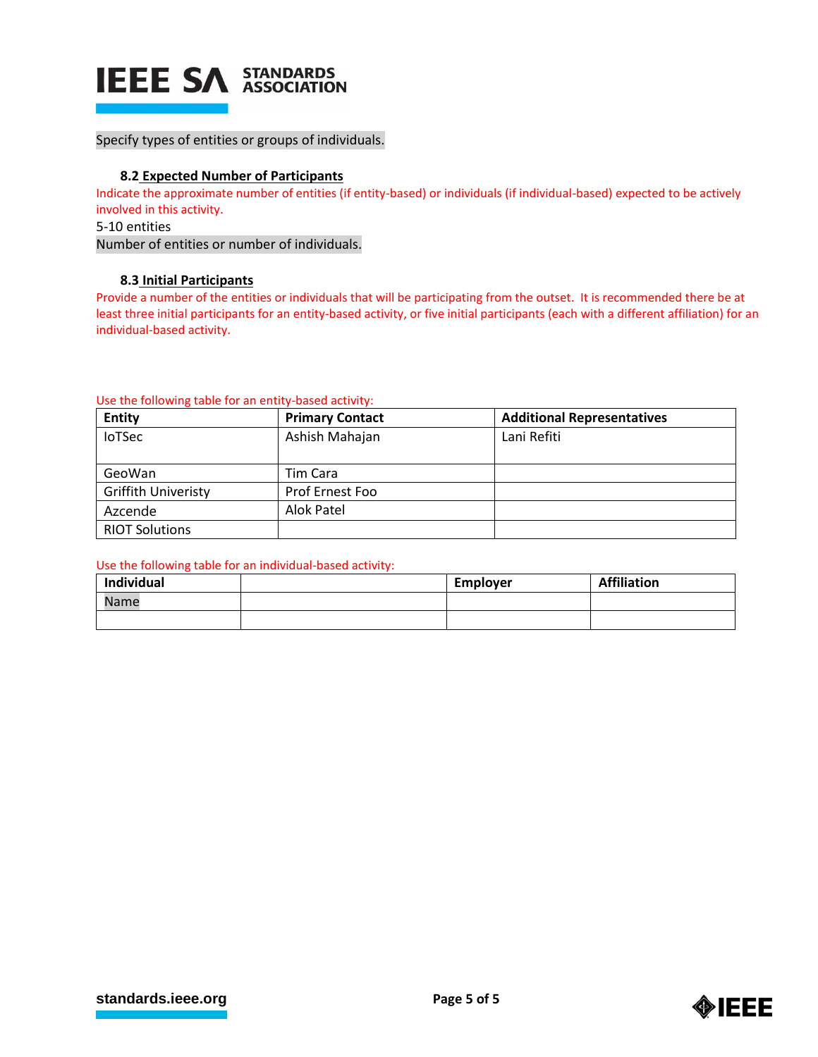Specify types of entities or groups of individuals.

### 8.2 Expected Number of Participants

Indicate the approximate number of entities (if entity-based) or individuals (if individual-based) expected to be actively involved in this activity.

5-10 entities

Number of entities or number of individuals.

### 8.3 Initial Participants

Provide a number of the entities or individuals that will be participating from the outset. It is recommended there be at least three initial participants for an entity-based activity, or five initial participants (each with a different affiliation) for an individual-based activity.

Use the following table for an entity-based activity:

| Entity | Primary Contact | Additional Representatives |
|---|---|---|
| IoTSec | Ashish Mahajan | Lani Refiti |
| GeoWan | Tim Cara | |
| Griffith Univeristy | Prof Ernest Foo | |
| Azcende | Alok Patel | |
| RIOT Solutions | | |

Use the following table for an individual-based activity:

| Individual | | Employer | Affiliation |
|---|---|---|---|
| Name | | | |
| | | | |